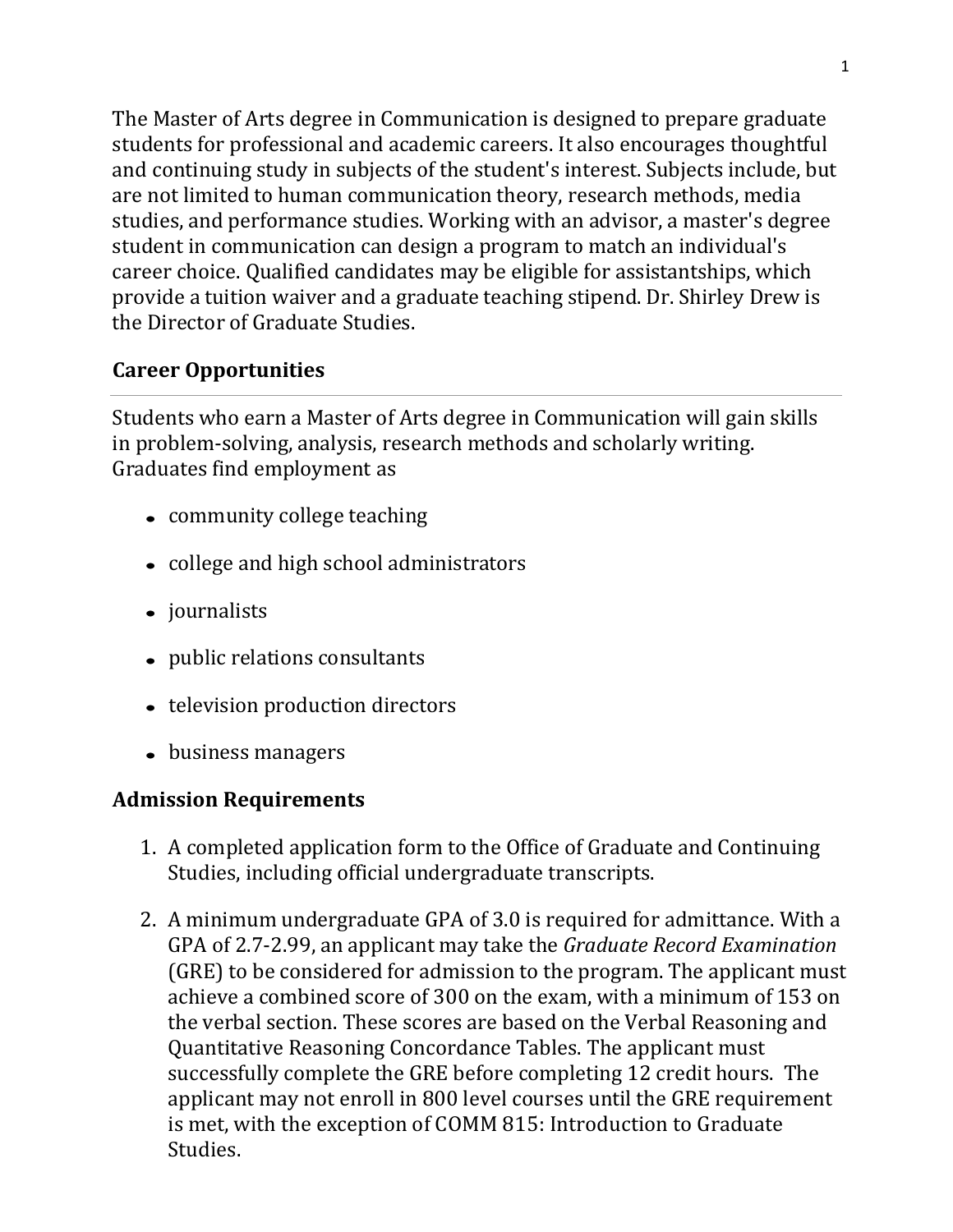The Master of Arts degree in Communication is designed to prepare graduate students for professional and academic careers. It also encourages thoughtful and continuing study in subjects of the student's interest. Subjects include, but are not limited to human communication theory, research methods, media studies, and performance studies. Working with an advisor, a master's degree student in communication can design a program to match an individual's career choice. Qualified candidates may be eligible for assistantships, which provide a tuition waiver and a graduate teaching stipend. Dr. Shirley Drew is the Director of Graduate Studies.

## Career Opportunities

Students who earn a Master of Arts degree in Communication will gain skills in problem-solving, analysis, research methods and scholarly writing. Graduates find employment as

- community college teaching
- college and high school administrators
- journalists
- public relations consultants
- television production directors
- business managers

## Admission Requirements

1. A completed application form to the Office of Graduate and Continuing Studies, including official undergraduate transcripts.
2. A minimum undergraduate GPA of 3.0 is required for admittance. With a GPA of 2.7-2.99, an applicant may take the *Graduate Record Examination* (GRE) to be considered for admission to the program. The applicant must achieve a combined score of 300 on the exam, with a minimum of 153 on the verbal section. These scores are based on the Verbal Reasoning and Quantitative Reasoning Concordance Tables. The applicant must successfully complete the GRE before completing 12 credit hours. The applicant may not enroll in 800 level courses until the GRE requirement is met, with the exception of COMM 815: Introduction to Graduate Studies.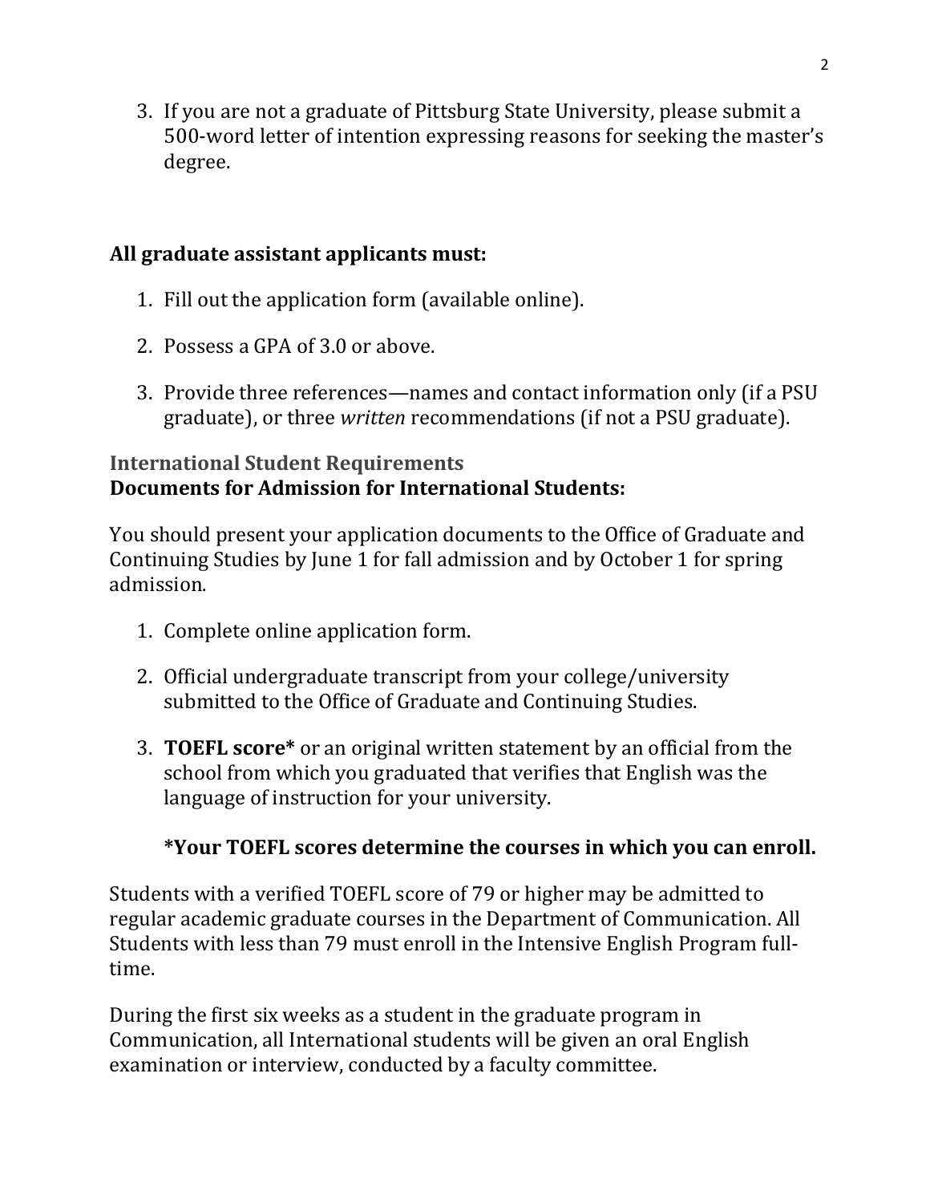3. If you are not a graduate of Pittsburg State University, please submit a 500-word letter of intention expressing reasons for seeking the master's degree.

**All graduate assistant applicants must:**

1. Fill out the application form (available online).
2. Possess a GPA of 3.0 or above.
3. Provide three references—names and contact information only (if a PSU graduate), or three *written* recommendations (if not a PSU graduate).

### International Student Requirements

**Documents for Admission for International Students:**

You should present your application documents to the Office of Graduate and Continuing Studies by June 1 for fall admission and by October 1 for spring admission.

1. Complete online application form.
2. Official undergraduate transcript from your college/university submitted to the Office of Graduate and Continuing Studies.
3. **TOEFL score*** or an original written statement by an official from the school from which you graduated that verifies that English was the language of instruction for your university.

   **\*Your TOEFL scores determine the courses in which you can enroll.**

Students with a verified TOEFL score of 79 or higher may be admitted to regular academic graduate courses in the Department of Communication. All Students with less than 79 must enroll in the Intensive English Program full-time.

During the first six weeks as a student in the graduate program in Communication, all International students will be given an oral English examination or interview, conducted by a faculty committee.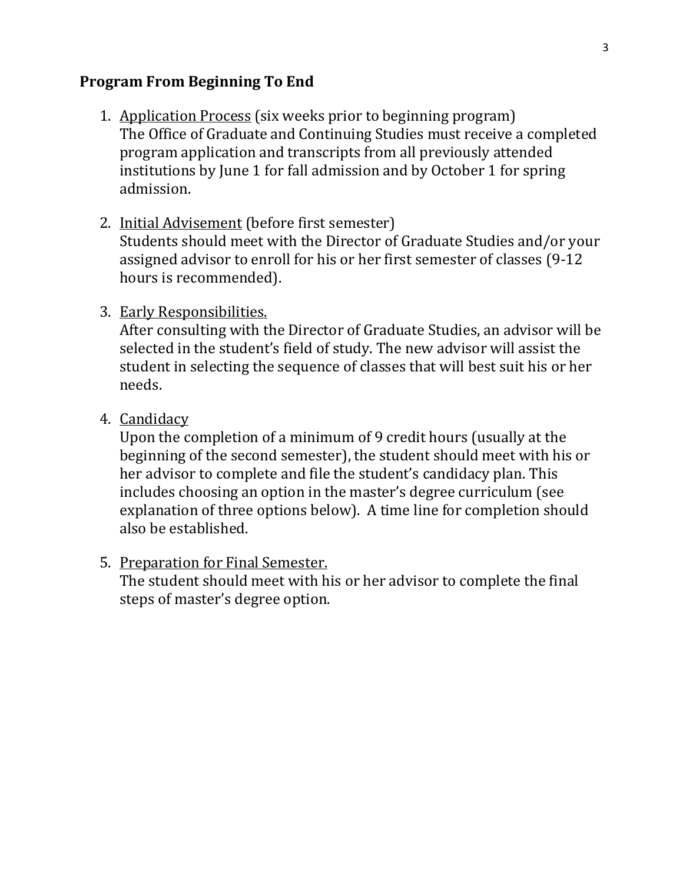## Program From Beginning To End

1. Application Process (six weeks prior to beginning program)
   The Office of Graduate and Continuing Studies must receive a completed program application and transcripts from all previously attended institutions by June 1 for fall admission and by October 1 for spring admission.

2. Initial Advisement (before first semester)
   Students should meet with the Director of Graduate Studies and/or your assigned advisor to enroll for his or her first semester of classes (9-12 hours is recommended).

3. Early Responsibilities.
   After consulting with the Director of Graduate Studies, an advisor will be selected in the student's field of study. The new advisor will assist the student in selecting the sequence of classes that will best suit his or her needs.

4. Candidacy
   Upon the completion of a minimum of 9 credit hours (usually at the beginning of the second semester), the student should meet with his or her advisor to complete and file the student's candidacy plan. This includes choosing an option in the master's degree curriculum (see explanation of three options below). A time line for completion should also be established.

5. Preparation for Final Semester.
   The student should meet with his or her advisor to complete the final steps of master's degree option.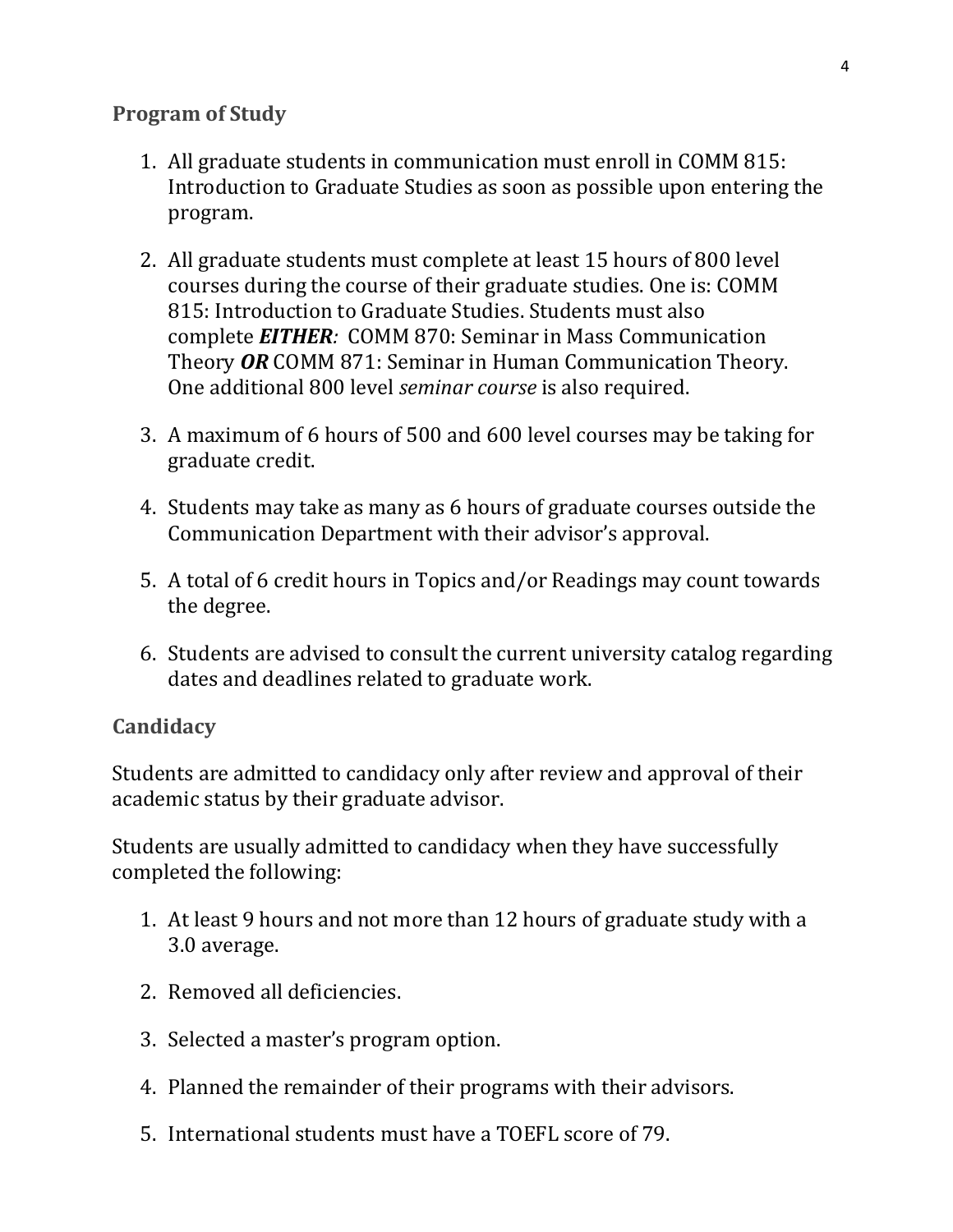## Program of Study

1. All graduate students in communication must enroll in COMM 815: Introduction to Graduate Studies as soon as possible upon entering the program.

2. All graduate students must complete at least 15 hours of 800 level courses during the course of their graduate studies. One is: COMM 815: Introduction to Graduate Studies. Students must also complete ***EITHER:*** COMM 870: Seminar in Mass Communication Theory ***OR*** COMM 871: Seminar in Human Communication Theory. One additional 800 level *seminar course* is also required.

3. A maximum of 6 hours of 500 and 600 level courses may be taking for graduate credit.

4. Students may take as many as 6 hours of graduate courses outside the Communication Department with their advisor's approval.

5. A total of 6 credit hours in Topics and/or Readings may count towards the degree.

6. Students are advised to consult the current university catalog regarding dates and deadlines related to graduate work.

## Candidacy

Students are admitted to candidacy only after review and approval of their academic status by their graduate advisor.

Students are usually admitted to candidacy when they have successfully completed the following:

1. At least 9 hours and not more than 12 hours of graduate study with a 3.0 average.

2. Removed all deficiencies.

3. Selected a master's program option.

4. Planned the remainder of their programs with their advisors.

5. International students must have a TOEFL score of 79.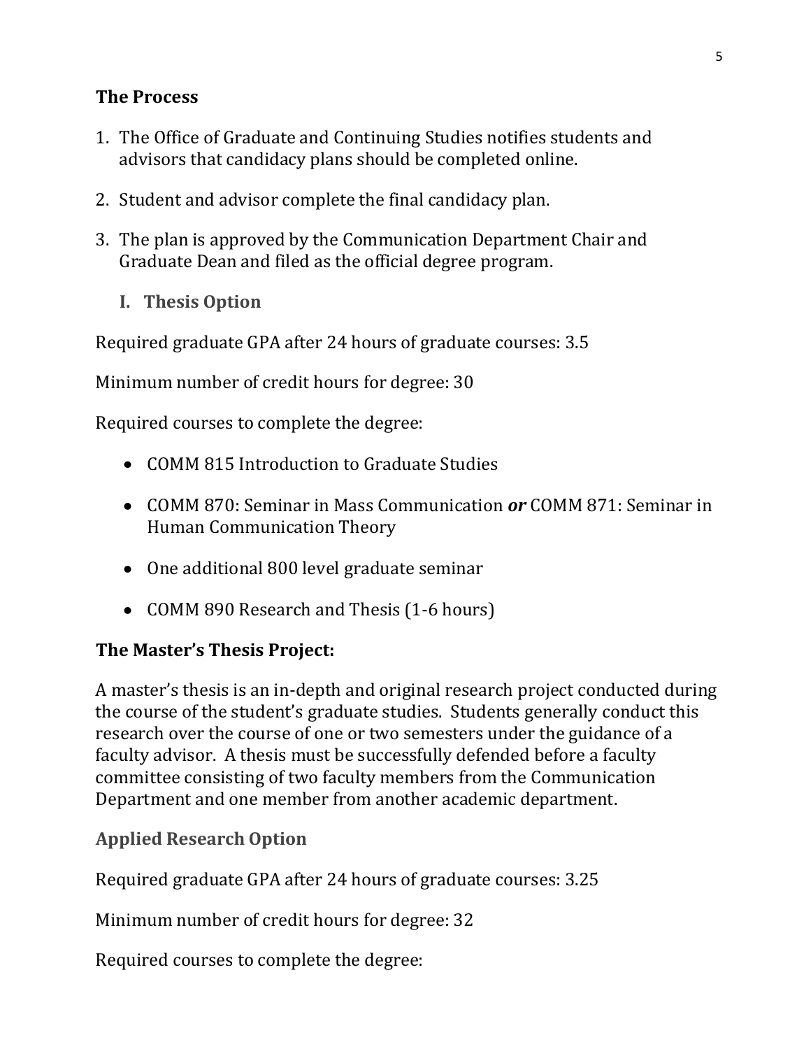## The Process

1. The Office of Graduate and Continuing Studies notifies students and advisors that candidacy plans should be completed online.

2. Student and advisor complete the final candidacy plan.

3. The plan is approved by the Communication Department Chair and Graduate Dean and filed as the official degree program.

### I. Thesis Option

Required graduate GPA after 24 hours of graduate courses: 3.5

Minimum number of credit hours for degree: 30

Required courses to complete the degree:

- COMM 815 Introduction to Graduate Studies
- COMM 870: Seminar in Mass Communication ***or*** COMM 871: Seminar in Human Communication Theory
- One additional 800 level graduate seminar
- COMM 890 Research and Thesis (1-6 hours)

## The Master's Thesis Project:

A master's thesis is an in-depth and original research project conducted during the course of the student's graduate studies. Students generally conduct this research over the course of one or two semesters under the guidance of a faculty advisor. A thesis must be successfully defended before a faculty committee consisting of two faculty members from the Communication Department and one member from another academic department.

### Applied Research Option

Required graduate GPA after 24 hours of graduate courses: 3.25

Minimum number of credit hours for degree: 32

Required courses to complete the degree: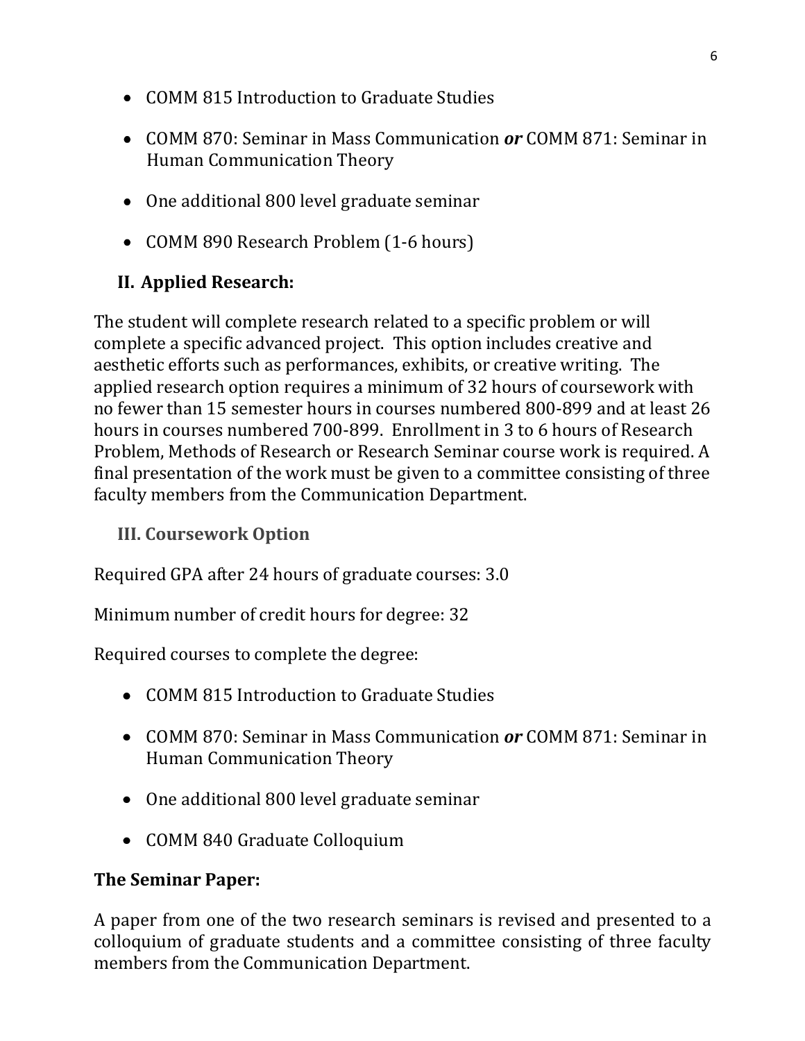- COMM 815 Introduction to Graduate Studies
- COMM 870: Seminar in Mass Communication ***or*** COMM 871: Seminar in Human Communication Theory
- One additional 800 level graduate seminar
- COMM 890 Research Problem (1-6 hours)

## II. Applied Research:

The student will complete research related to a specific problem or will complete a specific advanced project. This option includes creative and aesthetic efforts such as performances, exhibits, or creative writing. The applied research option requires a minimum of 32 hours of coursework with no fewer than 15 semester hours in courses numbered 800-899 and at least 26 hours in courses numbered 700-899. Enrollment in 3 to 6 hours of Research Problem, Methods of Research or Research Seminar course work is required. A final presentation of the work must be given to a committee consisting of three faculty members from the Communication Department.

## III. Coursework Option

Required GPA after 24 hours of graduate courses: 3.0

Minimum number of credit hours for degree: 32

Required courses to complete the degree:

- COMM 815 Introduction to Graduate Studies
- COMM 870: Seminar in Mass Communication ***or*** COMM 871: Seminar in Human Communication Theory
- One additional 800 level graduate seminar
- COMM 840 Graduate Colloquium

**The Seminar Paper:**

A paper from one of the two research seminars is revised and presented to a colloquium of graduate students and a committee consisting of three faculty members from the Communication Department.